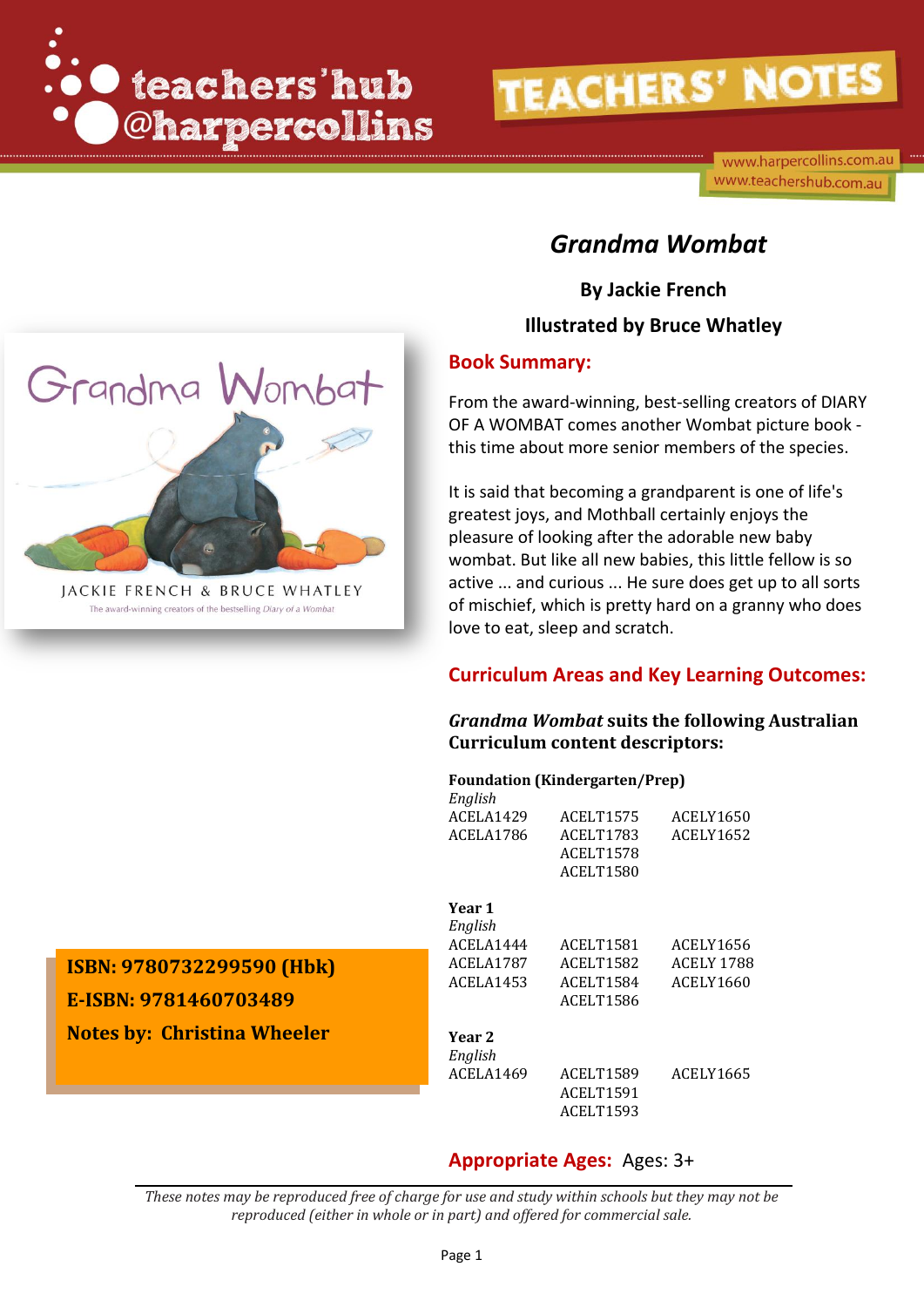teachers'hub @harpercollins

TEACHERS' NOTES

www.harpercollins.com.au
www.teachershub.com.au

# *Grandma Wombat*

**By Jackie French**

**Illustrated by Bruce Whatley**

**ISBN: 9780732299590 (Hbk)**

**E-ISBN: 9781460703489**

**Notes by: Christina Wheeler**

## Book Summary:

From the award-winning, best-selling creators of DIARY OF A WOMBAT comes another Wombat picture book - this time about more senior members of the species.

It is said that becoming a grandparent is one of life's greatest joys, and Mothball certainly enjoys the pleasure of looking after the adorable new baby wombat. But like all new babies, this little fellow is so active ... and curious ... He sure does get up to all sorts of mischief, which is pretty hard on a granny who does love to eat, sleep and scratch.

## Curriculum Areas and Key Learning Outcomes:

***Grandma Wombat* suits the following Australian Curriculum content descriptors:**

**Foundation (Kindergarten/Prep)**

*English*

| | | |
|---|---|---|
| ACELA1429 | ACELT1575 | ACELY1650 |
| ACELA1786 | ACELT1783 | ACELY1652 |
| | ACELT1578 | |
| | ACELT1580 | |

**Year 1**

*English*

| | | |
|---|---|---|
| ACELA1444 | ACELT1581 | ACELY1656 |
| ACELA1787 | ACELT1582 | ACELY 1788 |
| ACELA1453 | ACELT1584 | ACELY1660 |
| | ACELT1586 | |

**Year 2**

*English*

| | | |
|---|---|---|
| ACELA1469 | ACELT1589 | ACELY1665 |
| | ACELT1591 | |
| | ACELT1593 | |

## Appropriate Ages: Ages: 3+

*These notes may be reproduced free of charge for use and study within schools but they may not be reproduced (either in whole or in part) and offered for commercial sale.*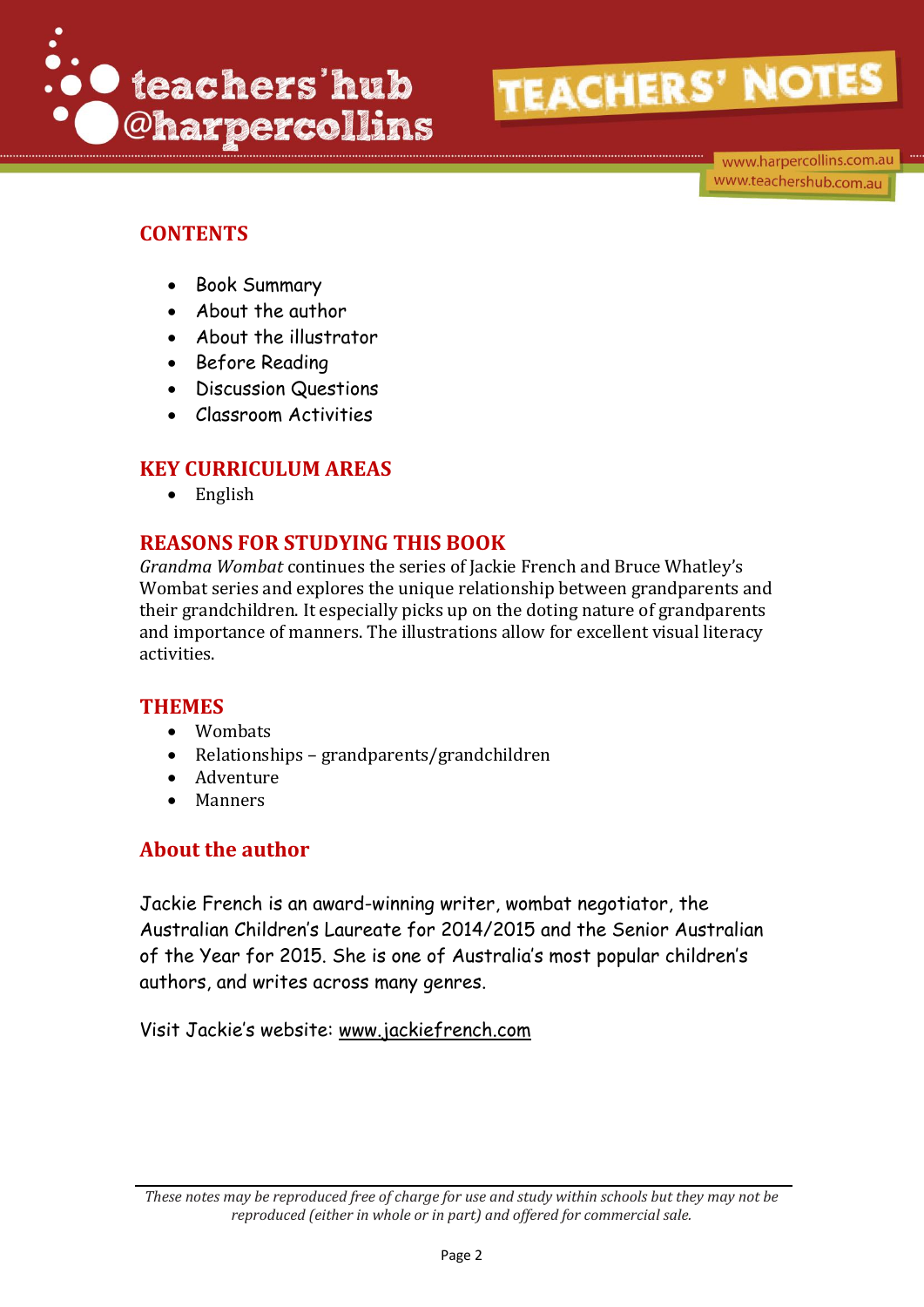## CONTENTS

- Book Summary
- About the author
- About the illustrator
- Before Reading
- Discussion Questions
- Classroom Activities

## KEY CURRICULUM AREAS

- English

## REASONS FOR STUDYING THIS BOOK

*Grandma Wombat* continues the series of Jackie French and Bruce Whatley's Wombat series and explores the unique relationship between grandparents and their grandchildren. It especially picks up on the doting nature of grandparents and importance of manners. The illustrations allow for excellent visual literacy activities.

## THEMES

- Wombats
- Relationships – grandparents/grandchildren
- Adventure
- Manners

## About the author

Jackie French is an award-winning writer, wombat negotiator, the Australian Children's Laureate for 2014/2015 and the Senior Australian of the Year for 2015. She is one of Australia's most popular children's authors, and writes across many genres.

Visit Jackie's website: www.jackiefrench.com

*These notes may be reproduced free of charge for use and study within schools but they may not be reproduced (either in whole or in part) and offered for commercial sale.*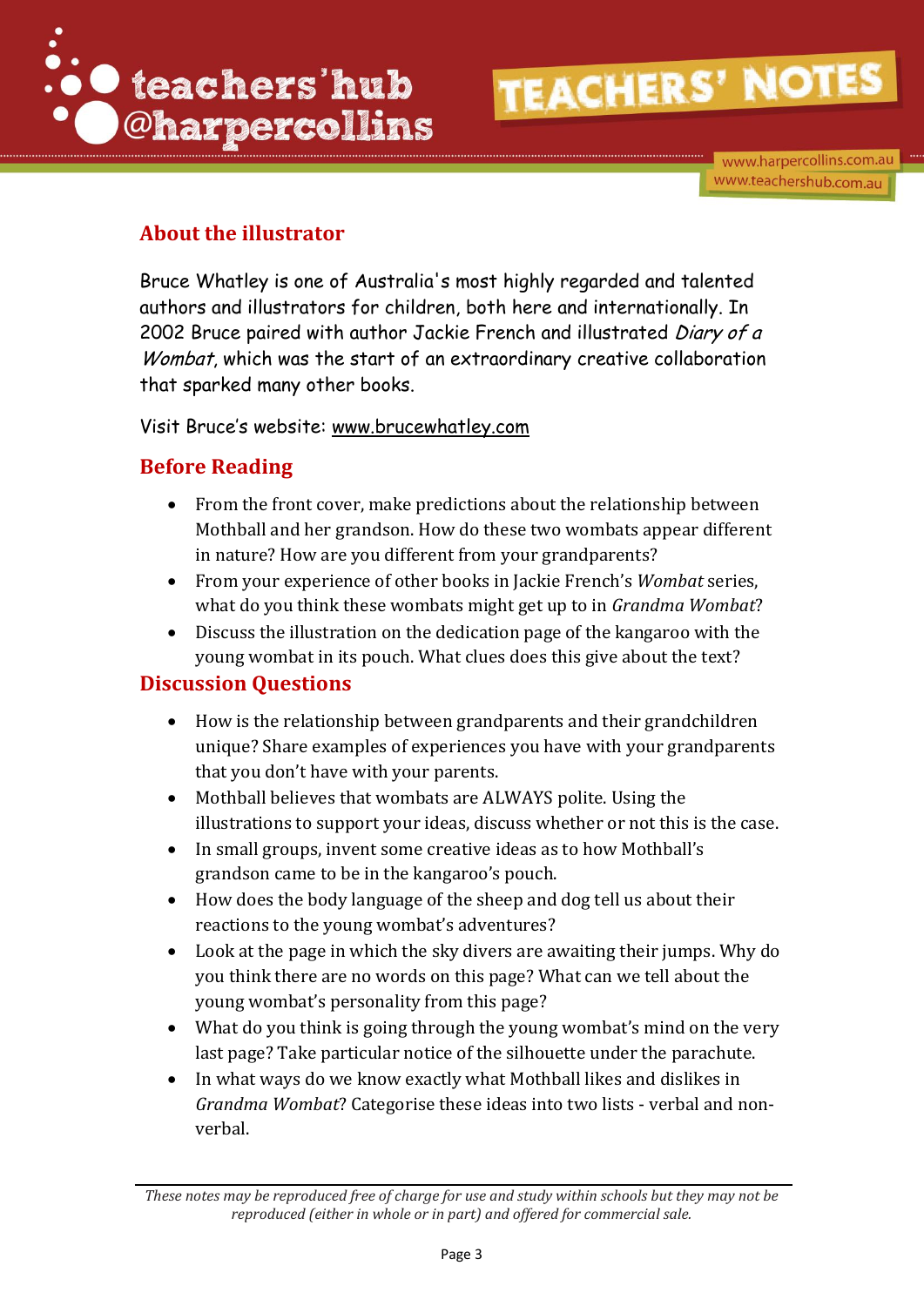## About the illustrator

Bruce Whatley is one of Australia's most highly regarded and talented authors and illustrators for children, both here and internationally. In 2002 Bruce paired with author Jackie French and illustrated *Diary of a Wombat*, which was the start of an extraordinary creative collaboration that sparked many other books.

Visit Bruce's website: www.brucewhatley.com

## Before Reading

- From the front cover, make predictions about the relationship between Mothball and her grandson. How do these two wombats appear different in nature? How are you different from your grandparents?
- From your experience of other books in Jackie French's *Wombat* series, what do you think these wombats might get up to in *Grandma Wombat*?
- Discuss the illustration on the dedication page of the kangaroo with the young wombat in its pouch. What clues does this give about the text?

## Discussion Questions

- How is the relationship between grandparents and their grandchildren unique? Share examples of experiences you have with your grandparents that you don't have with your parents.
- Mothball believes that wombats are ALWAYS polite. Using the illustrations to support your ideas, discuss whether or not this is the case.
- In small groups, invent some creative ideas as to how Mothball's grandson came to be in the kangaroo's pouch.
- How does the body language of the sheep and dog tell us about their reactions to the young wombat's adventures?
- Look at the page in which the sky divers are awaiting their jumps. Why do you think there are no words on this page? What can we tell about the young wombat's personality from this page?
- What do you think is going through the young wombat's mind on the very last page? Take particular notice of the silhouette under the parachute.
- In what ways do we know exactly what Mothball likes and dislikes in *Grandma Wombat*? Categorise these ideas into two lists - verbal and non-verbal.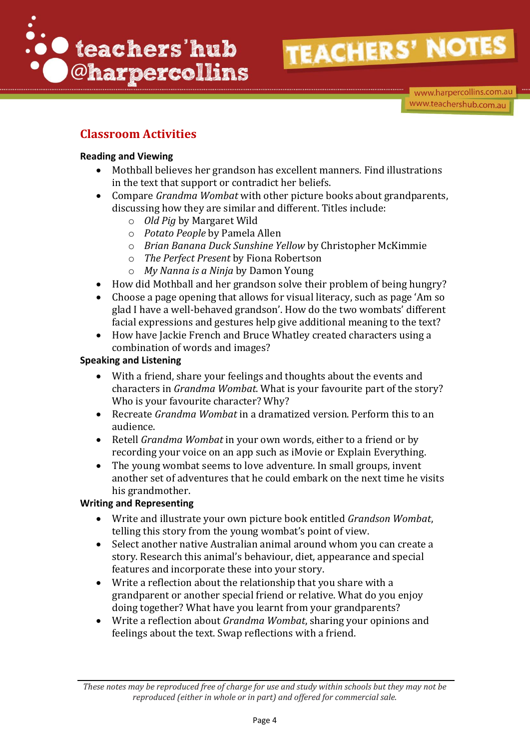## Classroom Activities

**Reading and Viewing**

- Mothball believes her grandson has excellent manners. Find illustrations in the text that support or contradict her beliefs.
- Compare *Grandma Wombat* with other picture books about grandparents, discussing how they are similar and different. Titles include:
    - *Old Pig* by Margaret Wild
    - *Potato People* by Pamela Allen
    - *Brian Banana Duck Sunshine Yellow* by Christopher McKimmie
    - *The Perfect Present* by Fiona Robertson
    - *My Nanna is a Ninja* by Damon Young
- How did Mothball and her grandson solve their problem of being hungry?
- Choose a page opening that allows for visual literacy, such as page 'Am so glad I have a well-behaved grandson'. How do the two wombats' different facial expressions and gestures help give additional meaning to the text?
- How have Jackie French and Bruce Whatley created characters using a combination of words and images?

**Speaking and Listening**

- With a friend, share your feelings and thoughts about the events and characters in *Grandma Wombat*. What is your favourite part of the story? Who is your favourite character? Why?
- Recreate *Grandma Wombat* in a dramatized version. Perform this to an audience.
- Retell *Grandma Wombat* in your own words, either to a friend or by recording your voice on an app such as iMovie or Explain Everything.
- The young wombat seems to love adventure. In small groups, invent another set of adventures that he could embark on the next time he visits his grandmother.

**Writing and Representing**

- Write and illustrate your own picture book entitled *Grandson Wombat*, telling this story from the young wombat's point of view.
- Select another native Australian animal around whom you can create a story. Research this animal's behaviour, diet, appearance and special features and incorporate these into your story.
- Write a reflection about the relationship that you share with a grandparent or another special friend or relative. What do you enjoy doing together? What have you learnt from your grandparents?
- Write a reflection about *Grandma Wombat*, sharing your opinions and feelings about the text. Swap reflections with a friend.

*These notes may be reproduced free of charge for use and study within schools but they may not be reproduced (either in whole or in part) and offered for commercial sale.*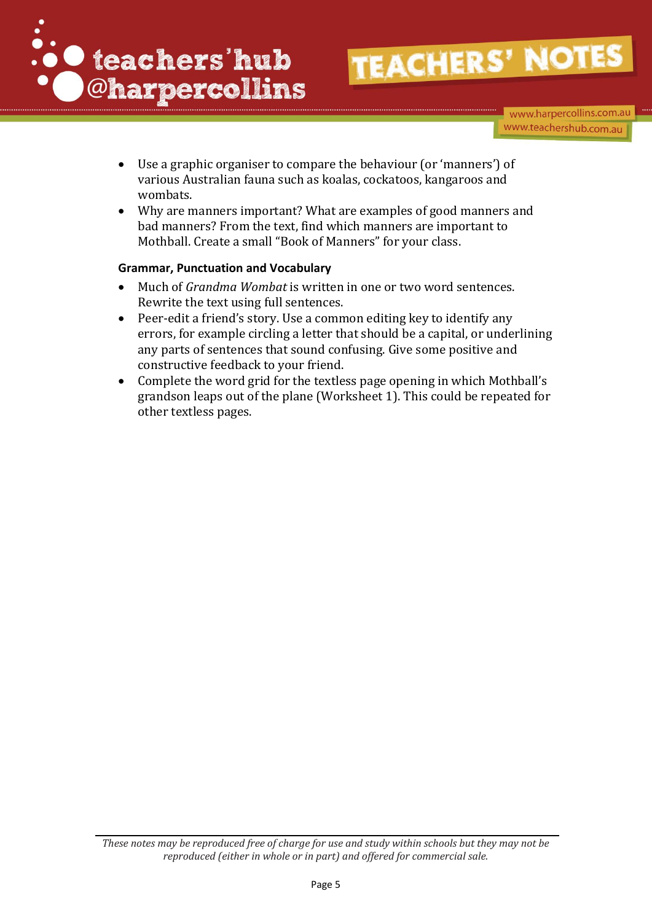- Use a graphic organiser to compare the behaviour (or 'manners') of various Australian fauna such as koalas, cockatoos, kangaroos and wombats.
- Why are manners important? What are examples of good manners and bad manners? From the text, find which manners are important to Mothball. Create a small "Book of Manners" for your class.

**Grammar, Punctuation and Vocabulary**

- Much of *Grandma Wombat* is written in one or two word sentences. Rewrite the text using full sentences.
- Peer-edit a friend's story. Use a common editing key to identify any errors, for example circling a letter that should be a capital, or underlining any parts of sentences that sound confusing. Give some positive and constructive feedback to your friend.
- Complete the word grid for the textless page opening in which Mothball's grandson leaps out of the plane (Worksheet 1). This could be repeated for other textless pages.

*These notes may be reproduced free of charge for use and study within schools but they may not be reproduced (either in whole or in part) and offered for commercial sale.*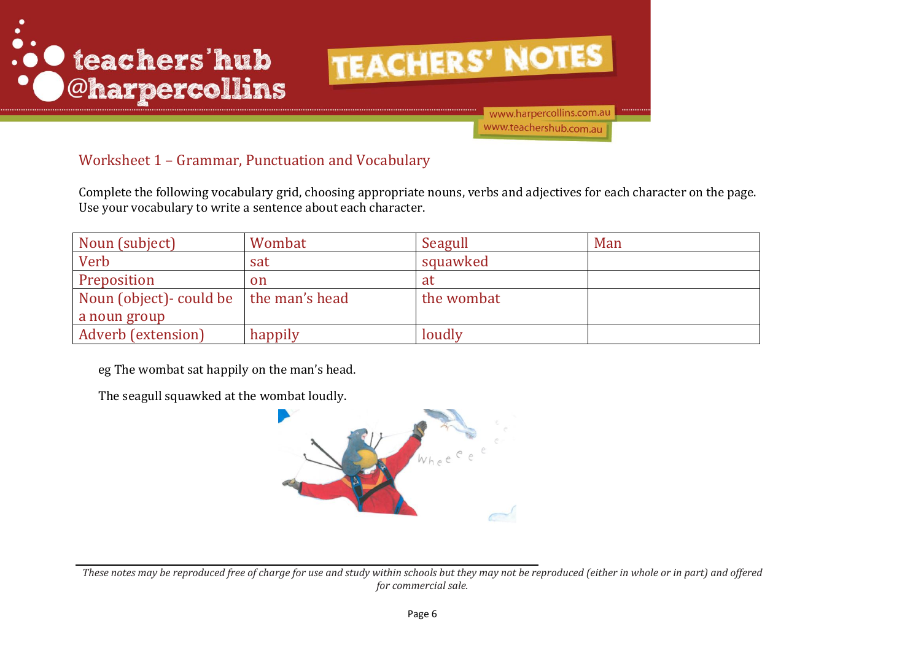## Worksheet 1 – Grammar, Punctuation and Vocabulary

Complete the following vocabulary grid, choosing appropriate nouns, verbs and adjectives for each character on the page. Use your vocabulary to write a sentence about each character.

| Noun (subject) | Wombat | Seagull | Man |
|---|---|---|---|
| Verb | sat | squawked | |
| Preposition | on | at | |
| Noun (object)- could be a noun group | the man's head | the wombat | |
| Adverb (extension) | happily | loudly | |

eg The wombat sat happily on the man's head.

The seagull squawked at the wombat loudly.

*These notes may be reproduced free of charge for use and study within schools but they may not be reproduced (either in whole or in part) and offered for commercial sale.*